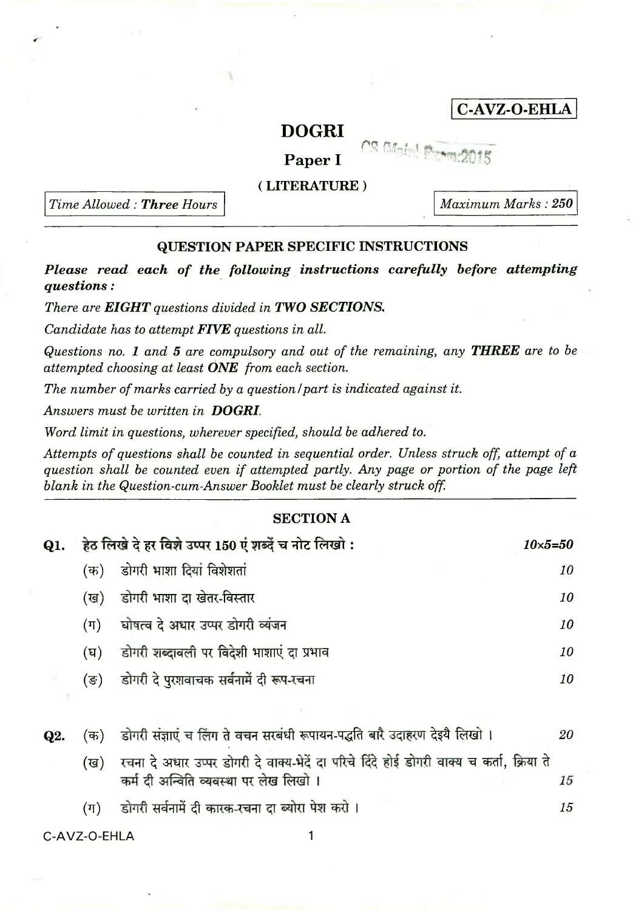**C-AVZ-O-EHLA**

# DOGRI

## Paper I

**( LITERATURE )**

*Time Allowed : **Three Hours***

*Maximum Marks : **250***

### QUESTION PAPER SPECIFIC INSTRUCTIONS

***Please read each of the following instructions carefully before attempting questions :***

*There are **EIGHT** questions divided in **TWO SECTIONS.***

*Candidate has to attempt **FIVE** questions in all.*

*Questions no. **1** and **5** are compulsory and out of the remaining, any **THREE** are to be attempted choosing at least **ONE** from each section.*

*The number of marks carried by a question / part is indicated against it.*

*Answers must be written in **DOGRI**.*

*Word limit in questions, wherever specified, should be adhered to.*

*Attempts of questions shall be counted in sequential order. Unless struck off, attempt of a question shall be counted even if attempted partly. Any page or portion of the page left blank in the Question-cum-Answer Booklet must be clearly struck off.*

### SECTION A

**Q1.** **हेठ लिखे दे हर विशे उप्पर 150 एं शब्दें च नोट लिखो :** *10×5=50*

(क) डोगरी भाशा दियां विशेशतां *10*

(ख) डोगरी भाशा दा खेतर-विस्तार *10*

(ग) घोषत्व दे अधार उप्पर डोगरी व्यंजन *10*

(घ) डोगरी शब्दावली पर विदेशी भाशाएं दा प्रभाव *10*

(ङ) डोगरी दे पुरशवाचक सर्वनामें दी रूप-रचना *10*

**Q2.** (क) डोगरी संज्ञाएं च लिंग ते वचन सरबंधी रूपायन-पद्धति बारै उदाहरण देइयै लिखो । *20*

(ख) रचना दे अधार उप्पर डोगरी दे वाक्य-भेदें दा परिचे दिंदे होई डोगरी वाक्य च कर्ता, क्रिया ते कर्म दी अन्विति व्यवस्था पर लेख लिखो । *15*

(ग) डोगरी सर्वनामें दी कारक-रचना दा ब्योरा पेश करो । *15*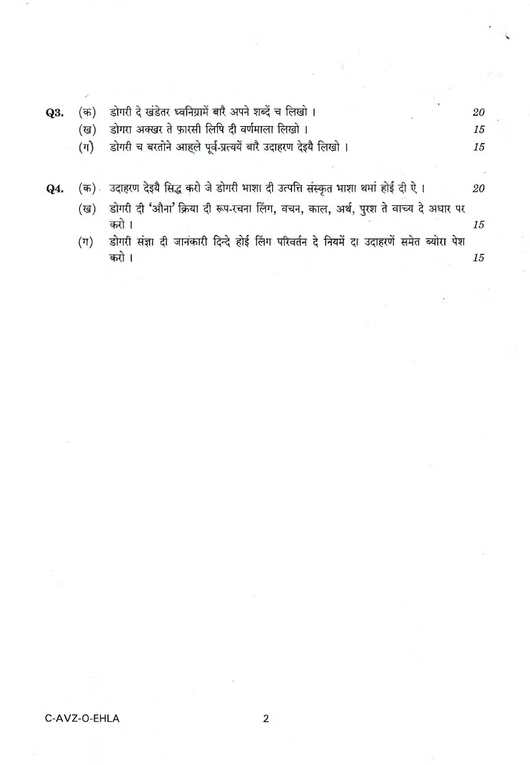**Q3.** (क) डोगरी दे खंडेतर ध्वनिग्रामें बारै अपने शब्दें च लिखो । *20*

(ख) डोगरा अक्खर ते फ़ारसी लिपि दी वर्णमाला लिखो । *15*

(ग) डोगरी च बरतोने आह्ले पूर्व-प्रत्ययें बारै उदाहरण देइयै लिखो । *15*

**Q4.** (क) उदाहरण देइयै सिद्ध करो जे डोगरी भाशा दी उत्पत्ति संस्कृत भाशा थमां होई दी ऐ । *20*

(ख) डोगरी दी 'औना' क्रिया दी रूप-रचना लिंग, वचन, काल, अर्थ, पुरश ते वाच्य दे अधार पर करो । *15*

(ग) डोगरी संज्ञा दी जानकारी दिन्दे होई लिंग परिवर्तन दे नियमें दा उदाहरणें समेत ब्योरा पेश करो । *15*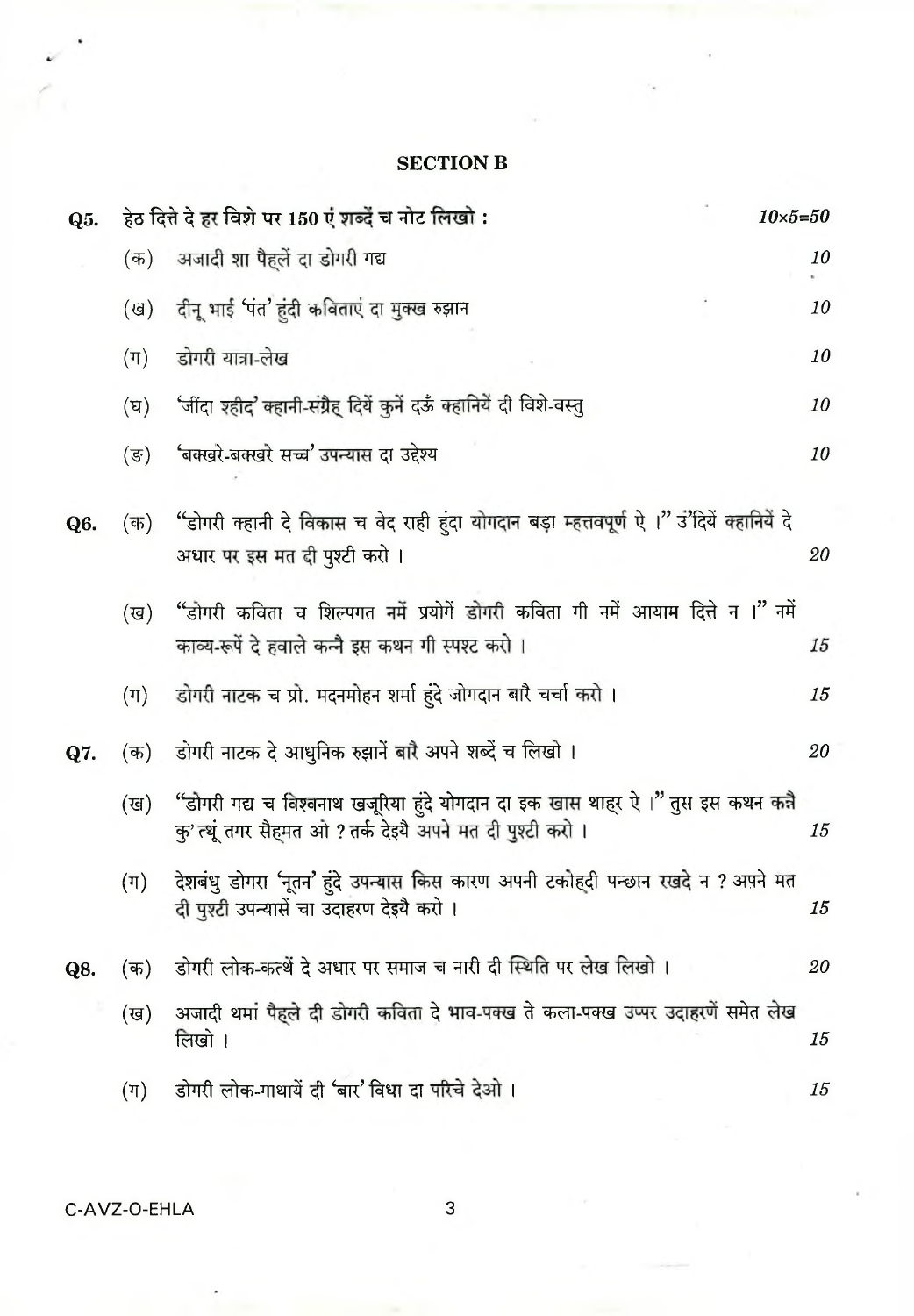## SECTION B

**Q5.** हेठ दित्ते दे हर विशे पर 150 एं शब्दें च नोट लिखो : *10×5=50*

(क) अजादी शा पैह्लें दा डोगरी गद्य *10*

(ख) दीनू भाई 'पंत' हुंदी कविताएं दा मुक्ख रुझान *10*

(ग) डोगरी यात्रा-लेख *10*

(घ) 'जींदा शहीद' क्हानी-संग्रैह् दियें कुनें दऊँ क्हानियें दी विशे-वस्तु *10*

(ङ) 'बक्खरे-बक्खरे सच्च' उपन्यास दा उद्देश्य *10*

**Q6.** (क) "डोगरी क्हानी दे विकास च वेद राही हुंदा योगदान बड़ा म्हत्तवपूर्ण ऐ ।" उं'दियें क्हानियें दे अधार पर इस मत दी पुश्टी करो । *20*

(ख) "डोगरी कविता च शिल्पगत नमें प्रयोगें डोगरी कविता गी नमें आयाम दित्ते न ।" नमें काव्य-रूपें दे हवाले कन्नै इस कथन गी स्पश्ट करो । *15*

(ग) डोगरी नाटक च प्रो. मदनमोहन शर्मा हुंदे जोगदान बारै चर्चा करो । *15*

**Q7.** (क) डोगरी नाटक दे आधुनिक रुझानें बारै अपने शब्दें च लिखो । *20*

(ख) "डोगरी गद्य च विश्वनाथ खजूरिया हुंदे योगदान दा इक खास थाह्‌र ऐ ।" तुस इस कथन कन्नै कु'त्थूं तगर सैह्‌मत ओ ? तर्क देइयै अपने मत दी पुश्टी करो । *15*

(ग) देशबंधु डोगरा 'नूतन' हुंदे उपन्यास किस कारण अपनी टकोह्‌दी पन्छान रखदे न ? अपने मत दी पुश्टी उपन्यासें चा उदाहरण देइयै करो । *15*

**Q8.** (क) डोगरी लोक-कत्थें दे अधार पर समाज च नारी दी स्थिति पर लेख लिखो । *20*

(ख) अजादी थमां पैह्‌ले दी डोगरी कविता दे भाव-पक्ख ते कला-पक्ख उप्पर उदाहरणें समेत लेख लिखो । *15*

(ग) डोगरी लोक-गाथायें दी 'बार' विधा दा परिचे देओ । *15*

C-AVZ-O-EHLA